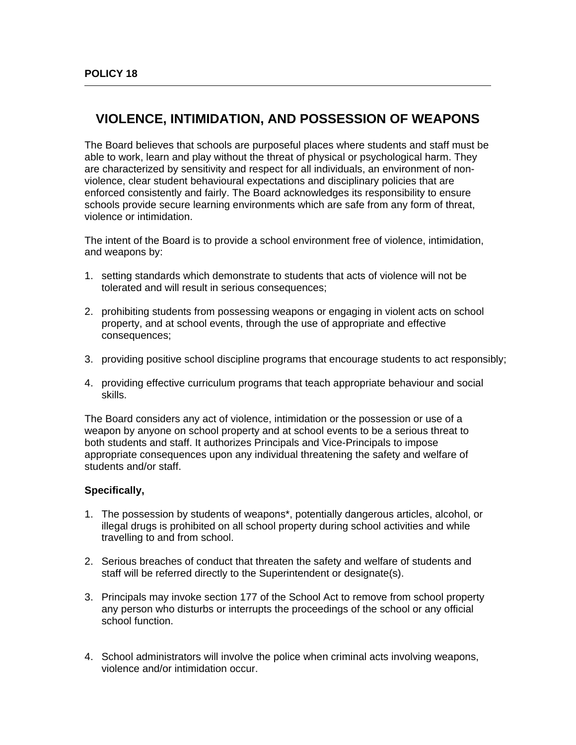**POLICY 18**

# VIOLENCE, INTIMIDATION, AND POSSESSION OF WEAPONS

The Board believes that schools are purposeful places where students and staff must be able to work, learn and play without the threat of physical or psychological harm. They are characterized by sensitivity and respect for all individuals, an environment of non-violence, clear student behavioural expectations and disciplinary policies that are enforced consistently and fairly. The Board acknowledges its responsibility to ensure schools provide secure learning environments which are safe from any form of threat, violence or intimidation.

The intent of the Board is to provide a school environment free of violence, intimidation, and weapons by:

1. setting standards which demonstrate to students that acts of violence will not be tolerated and will result in serious consequences;

2. prohibiting students from possessing weapons or engaging in violent acts on school property, and at school events, through the use of appropriate and effective consequences;

3. providing positive school discipline programs that encourage students to act responsibly;

4. providing effective curriculum programs that teach appropriate behaviour and social skills.

The Board considers any act of violence, intimidation or the possession or use of a weapon by anyone on school property and at school events to be a serious threat to both students and staff. It authorizes Principals and Vice-Principals to impose appropriate consequences upon any individual threatening the safety and welfare of students and/or staff.

**Specifically,**

1. The possession by students of weapons*, potentially dangerous articles, alcohol, or illegal drugs is prohibited on all school property during school activities and while travelling to and from school.

2. Serious breaches of conduct that threaten the safety and welfare of students and staff will be referred directly to the Superintendent or designate(s).

3. Principals may invoke section 177 of the School Act to remove from school property any person who disturbs or interrupts the proceedings of the school or any official school function.

4. School administrators will involve the police when criminal acts involving weapons, violence and/or intimidation occur.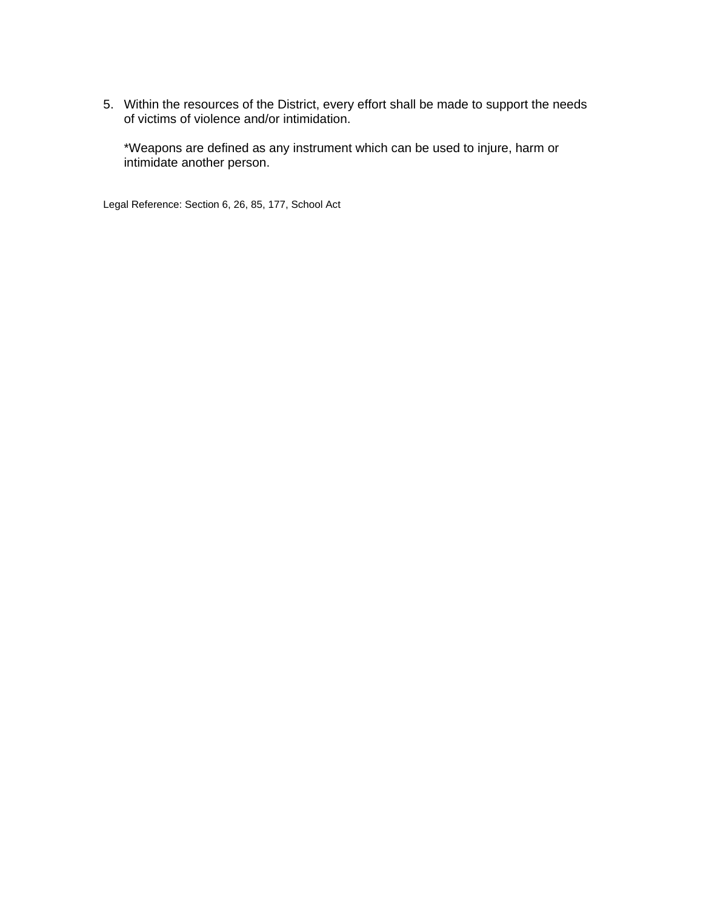5. Within the resources of the District, every effort shall be made to support the needs of victims of violence and/or intimidation.

   *Weapons are defined as any instrument which can be used to injure, harm or intimidate another person.

Legal Reference: Section 6, 26, 85, 177, School Act